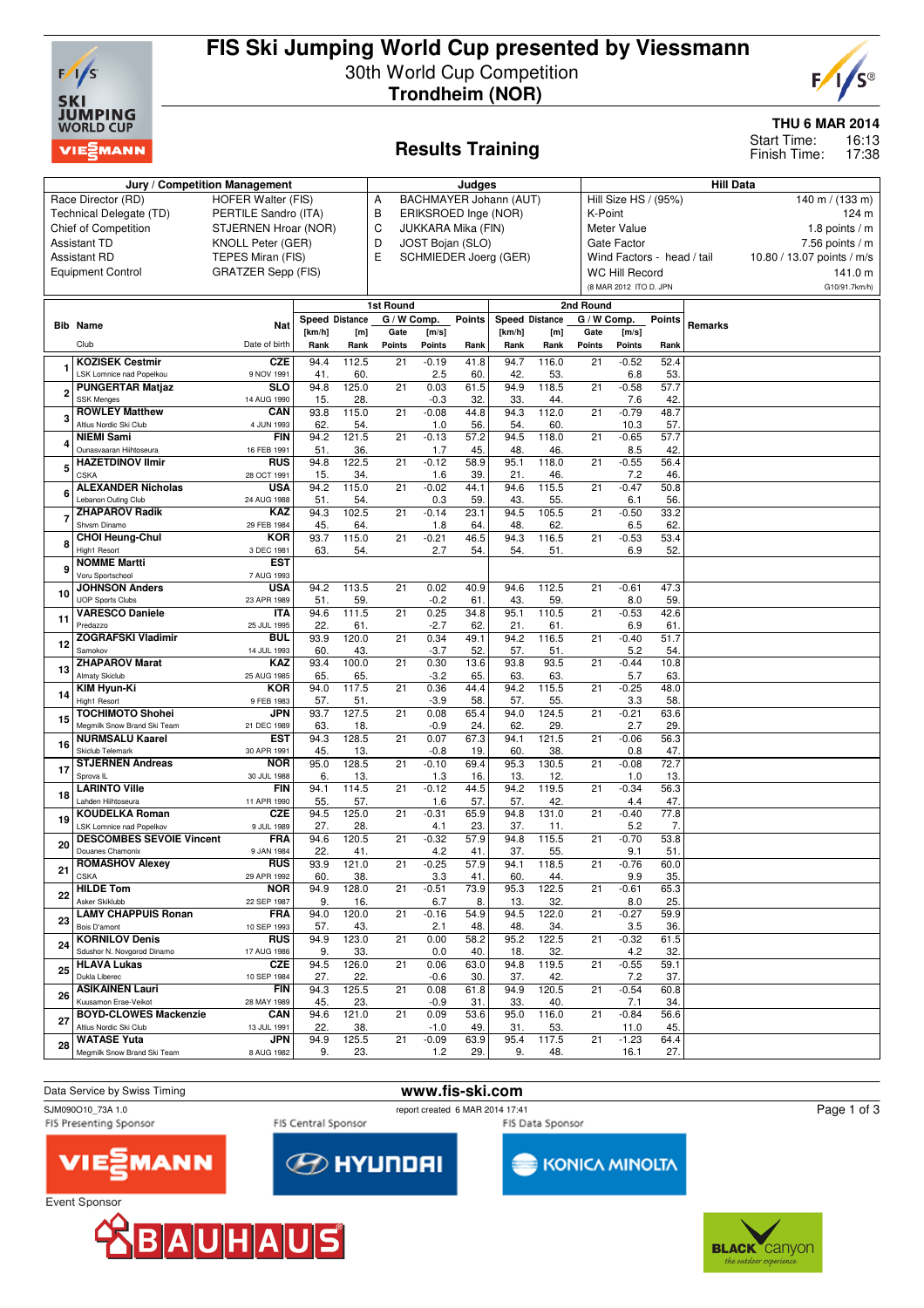# FIS Ski Jumping World Cup presented by Viessmann

30th World Cup Competition

**Trondheim (NOR)**

**THU 6 MAR 2014**

Start Time: 16:13
Finish Time: 17:38

## Results Training

| Jury / Competition Management | | Judges | | Hill Data | |
|---|---|---|---|---|---|
| Race Director (RD) | HOFER Walter (FIS) | A | BACHMAYER Johann (AUT) | Hill Size HS / (95%) | 140 m / (133 m) |
| Technical Delegate (TD) | PERTILE Sandro (ITA) | B | ERIKSROED Inge (NOR) | K-Point | 124 m |
| Chief of Competition | STJERNEN Hroar (NOR) | C | JUKKARA Mika (FIN) | Meter Value | 1.8 points / m |
| Assistant TD | KNOLL Peter (GER) | D | JOST Bojan (SLO) | Gate Factor | 7.56 points / m |
| Assistant RD | TEPES Miran (FIS) | E | SCHMIEDER Joerg (GER) | Wind Factors - head / tail | 10.80 / 13.07 points / m/s |
| Equipment Control | GRATZER Sepp (FIS) | | | WC Hill Record | 141.0 m |
| | | | | (8 MAR 2012 ITO D. JPN) | G10/91.7km/h) |

| Bib | Name / Club | Nat / Date of birth | 1st Round Speed [km/h] / Rank | Distance [m] / Rank | Gate / Gate Points | W Comp. [m/s] / Points | Points / Rank | 2nd Round Speed [km/h] / Rank | Distance [m] / Rank | Gate / Gate Points | W Comp. [m/s] / Points | Points / Rank | Remarks |
|---|---|---|---|---|---|---|---|---|---|---|---|---|---|
| 1 | KOZISEK Cestmir / LSK Lomnice nad Popelkou | CZE / 9 NOV 1991 | 94.4 / 41. | 112.5 / 60. | 21 | -0.19 / 2.5 | 41.8 / 60. | 94.7 / 42. | 116.0 / 53. | 21 | -0.52 / 6.8 | 52.4 / 53. | |
| 2 | PUNGERTAR Matjaz / SSK Menges | SLO / 14 AUG 1990 | 94.8 / 15. | 125.0 / 28. | 21 | 0.03 / -0.3 | 61.5 / 32. | 94.9 / 33. | 118.5 / 44. | 21 | -0.58 / 7.6 | 57.7 / 42. | |
| 3 | ROWLEY Matthew / Altius Nordic Ski Club | CAN / 4 JUN 1993 | 93.8 / 62. | 115.0 / 54. | 21 | -0.08 / 1.0 | 44.8 / 56. | 94.3 / 54. | 112.0 / 60. | 21 | -0.79 / 10.3 | 48.7 / 57. | |
| 4 | NIEMI Sami / Ounasvaaran Hiihtoseura | FIN / 16 FEB 1991 | 94.2 / 51. | 121.5 / 36. | 21 | -0.13 / 1.7 | 57.2 / 45. | 94.5 / 48. | 118.0 / 46. | 21 | -0.65 / 8.5 | 57.7 / 42. | |
| 5 | HAZETDINOV Ilmir / CSKA | RUS / 28 OCT 1991 | 94.8 / 15. | 122.5 / 34. | 21 | -0.12 / 1.6 | 58.9 / 39. | 95.1 / 21. | 118.0 / 46. | 21 | -0.55 / 7.2 | 56.4 / 46. | |
| 6 | ALEXANDER Nicholas / Lebanon Outing Club | USA / 24 AUG 1988 | 94.2 / 51. | 115.0 / 54. | 21 | -0.02 / 0.3 | 44.1 / 59. | 94.6 / 43. | 115.5 / 55. | 21 | -0.47 / 6.1 | 50.8 / 56. | |
| 7 | ZHAPAROV Radik / Shvsm Dinamo | KAZ / 29 FEB 1984 | 94.3 / 45. | 102.5 / 64. | 21 | -0.14 / 1.8 | 23.1 / 64. | 94.5 / 48. | 105.5 / 62. | 21 | -0.50 / 6.5 | 33.2 / 62. | |
| 8 | CHOI Heung-Chul / High1 Resort | KOR / 3 DEC 1981 | 93.7 / 63. | 115.0 / 54. | 21 | -0.21 / 2.7 | 46.5 / 54. | 94.3 / 54. | 116.5 / 51. | 21 | -0.53 / 6.9 | 53.4 / 52. | |
| 9 | NOMME Martti / Voru Sportschool | EST / 7 AUG 1993 | | | | | | | | | | | |
| 10 | JOHNSON Anders / UOP Sports Clubs | USA / 23 APR 1989 | 94.2 / 51. | 113.5 / 59. | 21 | 0.02 / -0.2 | 40.9 / 61. | 94.6 / 43. | 112.5 / 59. | 21 | -0.61 / 8.0 | 47.3 / 59. | |
| 11 | VARESCO Daniele / Predazzo | ITA / 25 JUL 1995 | 94.6 / 22. | 111.5 / 61. | 21 | 0.25 / -2.7 | 34.8 / 62. | 95.1 / 21. | 110.5 / 61. | 21 | -0.53 / 6.9 | 42.6 / 61. | |
| 12 | ZOGRAFSKI Vladimir / Samokov | BUL / 14 JUL 1993 | 93.9 / 60. | 120.0 / 43. | 21 | 0.34 / -3.7 | 49.1 / 52. | 94.2 / 57. | 116.5 / 51. | 21 | -0.40 / 5.2 | 51.7 / 54. | |
| 13 | ZHAPAROV Marat / Almaty Skiclub | KAZ / 25 AUG 1985 | 93.4 / 65. | 100.0 / 65. | 21 | 0.30 / -3.2 | 13.6 / 65. | 93.8 / 63. | 93.5 / 63. | 21 | -0.44 / 5.7 | 10.8 / 63. | |
| 14 | KIM Hyun-Ki / High1 Resort | KOR / 9 FEB 1983 | 94.0 / 57. | 117.5 / 51. | 21 | 0.36 / -3.9 | 44.4 / 58. | 94.2 / 57. | 115.5 / 55. | 21 | -0.25 / 3.3 | 48.0 / 58. | |
| 15 | TOCHIMOTO Shohei / Megmilk Snow Brand Ski Team | JPN / 21 DEC 1989 | 93.7 / 63. | 127.5 / 18. | 21 | 0.08 / -0.9 | 65.4 / 24. | 94.0 / 62. | 124.5 / 29. | 21 | -0.21 / 2.7 | 63.6 / 29. | |
| 16 | NURMSALU Kaarel / Skiclub Telemark | EST / 30 APR 1991 | 94.3 / 45. | 128.5 / 13. | 21 | 0.07 / -0.8 | 67.3 / 19. | 94.1 / 60. | 121.5 / 38. | 21 | -0.06 / 0.8 | 56.3 / 47. | |
| 17 | STJERNEN Andreas / Sprova IL | NOR / 30 JUL 1988 | 95.0 / 6. | 128.5 / 13. | 21 | -0.10 / 1.3 | 69.4 / 16. | 95.3 / 13. | 130.5 / 12. | 21 | -0.08 / 1.0 | 72.7 / 13. | |
| 18 | LARINTO Ville / Lahden Hiihtoseura | FIN / 11 APR 1990 | 94.1 / 55. | 114.5 / 57. | 21 | -0.12 / 1.6 | 44.5 / 57. | 94.2 / 57. | 119.5 / 42. | 21 | -0.34 / 4.4 | 56.3 / 47. | |
| 19 | KOUDELKA Roman / LSK Lomnice nad Popelkov | CZE / 9 JUL 1989 | 94.5 / 27. | 125.0 / 28. | 21 | -0.31 / 4.1 | 65.9 / 23. | 94.8 / 37. | 131.0 / 11. | 21 | -0.40 / 5.2 | 77.8 / 7. | |
| 20 | DESCOMBES SEVOIE Vincent / Douanes Chamonix | FRA / 9 JAN 1984 | 94.6 / 22. | 120.5 / 41. | 21 | -0.32 / 4.2 | 57.9 / 41. | 94.8 / 37. | 115.5 / 55. | 21 | -0.70 / 9.1 | 53.8 / 51. | |
| 21 | ROMASHOV Alexey / CSKA | RUS / 29 APR 1992 | 93.9 / 60. | 121.0 / 38. | 21 | -0.25 / 3.3 | 57.9 / 41. | 94.1 / 60. | 118.5 / 44. | 21 | -0.76 / 9.9 | 60.0 / 35. | |
| 22 | HILDE Tom / Asker Skiklubb | NOR / 22 SEP 1987 | 94.9 / 9. | 128.0 / 16. | 21 | -0.51 / 6.7 | 73.9 / 8. | 95.3 / 13. | 122.5 / 32. | 21 | -0.61 / 8.0 | 65.3 / 25. | |
| 23 | LAMY CHAPPUIS Ronan / Bois D'amont | FRA / 10 SEP 1993 | 94.0 / 57. | 120.0 / 43. | 21 | -0.16 / 2.1 | 54.9 / 48. | 94.5 / 48. | 122.0 / 34. | 21 | -0.27 / 3.5 | 59.9 / 36. | |
| 24 | KORNILOV Denis / Sdushor N. Novgorod Dinamo | RUS / 17 AUG 1986 | 94.9 / 9. | 123.0 / 33. | 21 | 0.00 / 0.0 | 58.2 / 40. | 95.2 / 18. | 122.5 / 32. | 21 | -0.32 / 4.2 | 61.5 / 32. | |
| 25 | HLAVA Lukas / Dukla Liberec | CZE / 10 SEP 1984 | 94.5 / 27. | 126.0 / 22. | 21 | 0.06 / -0.6 | 63.0 / 30. | 94.8 / 37. | 119.5 / 42. | 21 | -0.55 / 7.2 | 59.1 / 37. | |
| 26 | ASIKAINEN Lauri / Kuusamon Erae-Veikot | FIN / 28 MAY 1989 | 94.3 / 45. | 125.5 / 23. | 21 | 0.08 / -0.9 | 61.8 / 31. | 94.9 / 33. | 120.5 / 40. | 21 | -0.54 / 7.1 | 60.8 / 34. | |
| 27 | BOYD-CLOWES Mackenzie / Altius Nordic Ski Club | CAN / 13 JUL 1991 | 94.6 / 22. | 121.0 / 38. | 21 | 0.09 / -1.0 | 53.6 / 49. | 95.0 / 31. | 116.0 / 53. | 21 | -0.84 / 11.0 | 56.6 / 45. | |
| 28 | WATASE Yuta / Megmilk Snow Brand Ski Team | JPN / 8 AUG 1982 | 94.9 / 9. | 125.5 / 23. | 21 | -0.09 / 1.2 | 63.9 / 29. | 95.4 / 9. | 117.5 / 48. | 21 | -1.23 / 16.1 | 64.4 / 27. | |

Data Service by Swiss Timing

www.fis-ski.com

SJM090O10_73A 1.0 — report created 6 MAR 2014 17:41

FIS Presenting Sponsor: VIESSMANN — FIS Central Sponsor: HYUNDAI — FIS Data Sponsor: KONICA MINOLTA

Event Sponsor: BAUHAUS — BLACK canyon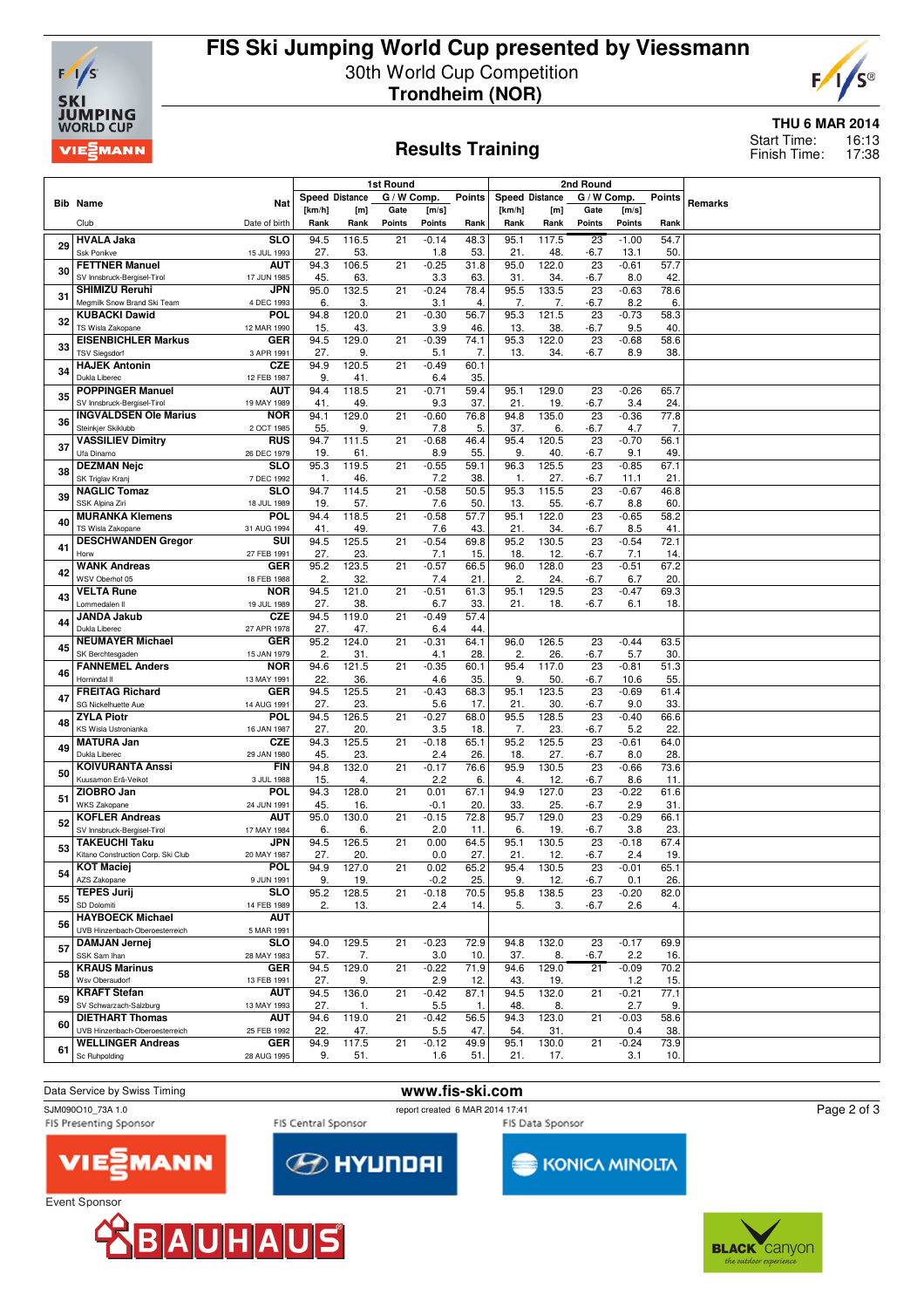# FIS Ski Jumping World Cup presented by Viessmann

30th World Cup Competition

**Trondheim (NOR)**

**THU 6 MAR 2014**

Start Time: 16:13
Finish Time: 17:38

## Results Training

| Bib | Name / Club | Nat / Date of birth | 1st Round Speed [km/h] / Rank | Distance [m] / Rank | Gate / Points | [m/s] / Points | Points / Rank | 2nd Round Speed [km/h] / Rank | Distance [m] / Rank | Gate / Points | [m/s] / Points | Points / Rank | Remarks |
|---|---|---|---|---|---|---|---|---|---|---|---|---|---|
| 29 | HVALA Jaka / Ssk Ponikve | SLO / 15 JUL 1993 | 94.5 / 27. | 116.5 / 53. | 21 | -0.14 / 1.8 | 48.3 / 53. | 95.1 / 21. | 117.5 / 48. | 23 / -6.7 | -1.00 / 13.1 | 54.7 / 50. | |
| 30 | FETTNER Manuel / SV Innsbruck-Bergisel-Tirol | AUT / 17 JUN 1985 | 94.3 / 45. | 106.5 / 63. | 21 | -0.25 / 3.3 | 31.8 / 63. | 95.0 / 31. | 122.0 / 34. | 23 / -6.7 | -0.61 / 8.0 | 57.7 / 42. | |
| 31 | SHIMIZU Reruhi / Megmilk Snow Brand Ski Team | JPN / 4 DEC 1993 | 95.0 / 6. | 132.5 / 3. | 21 | -0.24 / 3.1 | 78.4 / 4. | 95.5 / 7. | 133.5 / 7. | 23 / -6.7 | -0.63 / 8.2 | 78.6 / 6. | |
| 32 | KUBACKI Dawid / TS Wisla Zakopane | POL / 12 MAR 1990 | 94.8 / 15. | 120.0 / 43. | 21 | -0.30 / 3.9 | 56.7 / 46. | 95.3 / 13. | 121.5 / 38. | 23 / -6.7 | -0.73 / 9.5 | 58.3 / 40. | |
| 33 | EISENBICHLER Markus / TSV Siegsdorf | GER / 3 APR 1991 | 94.5 / 27. | 129.0 / 9. | 21 | -0.39 / 5.1 | 74.1 / 7. | 95.3 / 13. | 122.0 / 34. | 23 / -6.7 | -0.68 / 8.9 | 58.6 / 38. | |
| 34 | HAJEK Antonin / Dukla Liberec | CZE / 12 FEB 1987 | 94.9 / 9. | 120.5 / 41. | 21 | -0.49 / 6.4 | 60.1 / 35. | | | | | | |
| 35 | POPPINGER Manuel / SV Innsbruck-Bergisel-Tirol | AUT / 19 MAY 1989 | 94.4 / 41. | 118.5 / 49. | 21 | -0.71 / 9.3 | 59.4 / 37. | 95.1 / 21. | 129.0 / 19. | 23 / -6.7 | -0.26 / 3.4 | 65.7 / 24. | |
| 36 | INGVALDSEN Ole Marius / Steinkjer Skiklubb | NOR / 2 OCT 1985 | 94.1 / 55. | 129.0 / 9. | 21 | -0.60 / 7.8 | 76.8 / 5. | 94.8 / 37. | 135.0 / 6. | 23 / -6.7 | -0.36 / 4.7 | 77.8 / 7. | |
| 37 | VASSILIEV Dimitry / Ufa Dinamo | RUS / 26 DEC 1979 | 94.7 / 19. | 111.5 / 61. | 21 | -0.68 / 8.9 | 46.4 / 55. | 95.4 / 9. | 120.5 / 40. | 23 / -6.7 | -0.70 / 9.1 | 56.1 / 49. | |
| 38 | DEZMAN Nejc / SK Triglav Kranj | SLO / 7 DEC 1992 | 95.3 / 1. | 119.5 / 46. | 21 | -0.55 / 7.2 | 59.1 / 38. | 96.3 / 1. | 125.5 / 27. | 23 / -6.7 | -0.85 / 11.1 | 67.1 / 21. | |
| 39 | NAGLIC Tomaz / SSK Alpina Ziri | SLO / 18 JUL 1989 | 94.7 / 19. | 114.5 / 57. | 21 | -0.58 / 7.6 | 50.5 / 50. | 95.3 / 13. | 115.5 / 55. | 23 / -6.7 | -0.67 / 8.8 | 46.8 / 60. | |
| 40 | MURANKA Klemens / TS Wisla Zakopane | POL / 31 AUG 1994 | 94.4 / 41. | 118.5 / 49. | 21 | -0.58 / 7.6 | 57.7 / 43. | 95.1 / 21. | 122.0 / 34. | 23 / -6.7 | -0.65 / 8.5 | 58.2 / 41. | |
| 41 | DESCHWANDEN Gregor / Horw | SUI / 27 FEB 1991 | 94.5 / 27. | 125.5 / 23. | 21 | -0.54 / 7.1 | 69.8 / 15. | 95.2 / 18. | 130.5 / 12. | 23 / -6.7 | -0.54 / 7.1 | 72.1 / 14. | |
| 42 | WANK Andreas / WSV Oberhof 05 | GER / 18 FEB 1988 | 95.2 / 2. | 123.5 / 32. | 21 | -0.57 / 7.4 | 66.5 / 21. | 96.0 / 2. | 128.0 / 24. | 23 / -6.7 | -0.51 / 6.7 | 67.2 / 20. | |
| 43 | VELTA Rune / Lommedalen Il | NOR / 19 JUL 1989 | 94.5 / 27. | 121.0 / 38. | 21 | -0.51 / 6.7 | 61.3 / 33. | 95.1 / 21. | 129.5 / 18. | 23 / -6.7 | -0.47 / 6.1 | 69.3 / 18. | |
| 44 | JANDA Jakub / Dukla Liberec | CZE / 27 APR 1978 | 94.5 / 27. | 119.0 / 47. | 21 | -0.49 / 6.4 | 57.4 / 44. | | | | | | |
| 45 | NEUMAYER Michael / SK Berchtesgaden | GER / 15 JAN 1979 | 95.2 / 2. | 124.0 / 31. | 21 | -0.31 / 4.1 | 64.1 / 28. | 96.0 / 2. | 126.5 / 26. | 23 / -6.7 | -0.44 / 5.7 | 63.5 / 30. | |
| 46 | FANNEMEL Anders / Hornindal Il | NOR / 13 MAY 1991 | 94.6 / 22. | 121.5 / 36. | 21 | -0.35 / 4.6 | 60.1 / 35. | 95.4 / 9. | 117.0 / 50. | 23 / -6.7 | -0.81 / 10.6 | 51.3 / 55. | |
| 47 | FREITAG Richard / SG Nickelhuette Aue | GER / 14 AUG 1991 | 94.5 / 27. | 125.5 / 23. | 21 | -0.43 / 5.6 | 68.3 / 17. | 95.1 / 21. | 123.5 / 30. | 23 / -6.7 | -0.69 / 9.0 | 61.4 / 33. | |
| 48 | ZYLA Piotr / KS Wisla Ustronianka | POL / 16 JAN 1987 | 94.5 / 27. | 126.5 / 20. | 21 | -0.27 / 3.5 | 68.0 / 18. | 95.5 / 7. | 128.5 / 23. | 23 / -6.7 | -0.40 / 5.2 | 66.6 / 22. | |
| 49 | MATURA Jan / Dukla Liberec | CZE / 29 JAN 1980 | 94.3 / 45. | 125.5 / 23. | 21 | -0.18 / 2.4 | 65.1 / 26. | 95.2 / 18. | 125.5 / 27. | 23 / -6.7 | -0.61 / 8.0 | 64.0 / 28. | |
| 50 | KOIVURANTA Anssi / Kuusamon Erä-Veikot | FIN / 3 JUL 1988 | 94.8 / 15. | 132.0 / 4. | 21 | -0.17 / 2.2 | 76.6 / 6. | 95.9 / 4. | 130.5 / 12. | 23 / -6.7 | -0.66 / 8.6 | 73.6 / 11. | |
| 51 | ZIOBRO Jan / WKS Zakopane | POL / 24 JUN 1991 | 94.3 / 45. | 128.0 / 16. | 21 | 0.01 / -0.1 | 67.1 / 20. | 94.9 / 33. | 127.0 / 25. | 23 / -6.7 | -0.22 / 2.9 | 61.6 / 31. | |
| 52 | KOFLER Andreas / SV Innsbruck-Bergisel-Tirol | AUT / 17 MAY 1984 | 95.0 / 6. | 130.0 / 6. | 21 | -0.15 / 2.0 | 72.8 / 11. | 95.7 / 6. | 129.0 / 19. | 23 / -6.7 | -0.29 / 3.8 | 66.1 / 23. | |
| 53 | TAKEUCHI Taku / Kitano Construction Corp. Ski Club | JPN / 20 MAY 1987 | 94.5 / 27. | 126.5 / 20. | 21 | 0.00 / 0.0 | 64.5 / 27. | 95.1 / 21. | 130.5 / 12. | 23 / -6.7 | -0.18 / 2.4 | 67.4 / 19. | |
| 54 | KOT Maciej / AZS Zakopane | POL / 9 JUN 1991 | 94.9 / 9. | 127.0 / 19. | 21 | 0.02 / -0.2 | 65.2 / 25. | 95.4 / 9. | 130.5 / 12. | 23 / -6.7 | -0.01 / 0.1 | 65.1 / 26. | |
| 55 | TEPES Jurij / SD Dolomiti | SLO / 14 FEB 1989 | 95.2 / 2. | 128.5 / 13. | 21 | -0.18 / 2.4 | 70.5 / 14. | 95.8 / 5. | 138.5 / 3. | 23 / -6.7 | -0.20 / 2.6 | 82.0 / 4. | |
| 56 | HAYBOECK Michael / UVB Hinzenbach-Oberoesterreich | AUT / 5 MAR 1991 | | | | | | | | | | | |
| 57 | DAMJAN Jernej / SSK Sam Ihan | SLO / 28 MAY 1983 | 94.0 / 57. | 129.5 / 7. | 21 | -0.23 / 3.0 | 72.9 / 10. | 94.8 / 37. | 132.0 / 8. | 23 / -6.7 | -0.17 / 2.2 | 69.9 / 16. | |
| 58 | KRAUS Marinus / Wsv Oberaudorf | GER / 13 FEB 1991 | 94.5 / 27. | 129.0 / 9. | 21 | -0.22 / 2.9 | 71.9 / 12. | 94.6 / 43. | 129.0 / 19. | 21 | -0.09 / 1.2 | 70.2 / 15. | |
| 59 | KRAFT Stefan / SV Schwarzach-Salzburg | AUT / 13 MAY 1993 | 94.5 / 27. | 136.0 / 1. | 21 | -0.42 / 5.5 | 87.1 / 1. | 94.5 / 48. | 132.0 / 8. | 21 | -0.21 / 2.7 | 77.1 / 9. | |
| 60 | DIETHART Thomas / UVB Hinzenbach-Oberoesterreich | AUT / 25 FEB 1992 | 94.6 / 22. | 119.0 / 47. | 21 | -0.42 / 5.5 | 56.5 / 47. | 94.3 / 54. | 123.0 / 31. | 21 | -0.03 / 0.4 | 58.6 / 38. | |
| 61 | WELLINGER Andreas / Sc Ruhpolding | GER / 28 AUG 1995 | 94.9 / 9. | 117.5 / 51. | 21 | -0.12 / 1.6 | 49.9 / 51. | 95.1 / 21. | 130.0 / 17. | 21 | -0.24 / 3.1 | 73.9 / 10. | |

Data Service by Swiss Timing

www.fis-ski.com

SJM090O10_73A 1.0 report created 6 MAR 2014 17:41

FIS Presenting Sponsor: VIESSMANN — FIS Central Sponsor: HYUNDAI — FIS Data Sponsor: KONICA MINOLTA

Event Sponsor: BAUHAUS — BLACK canyon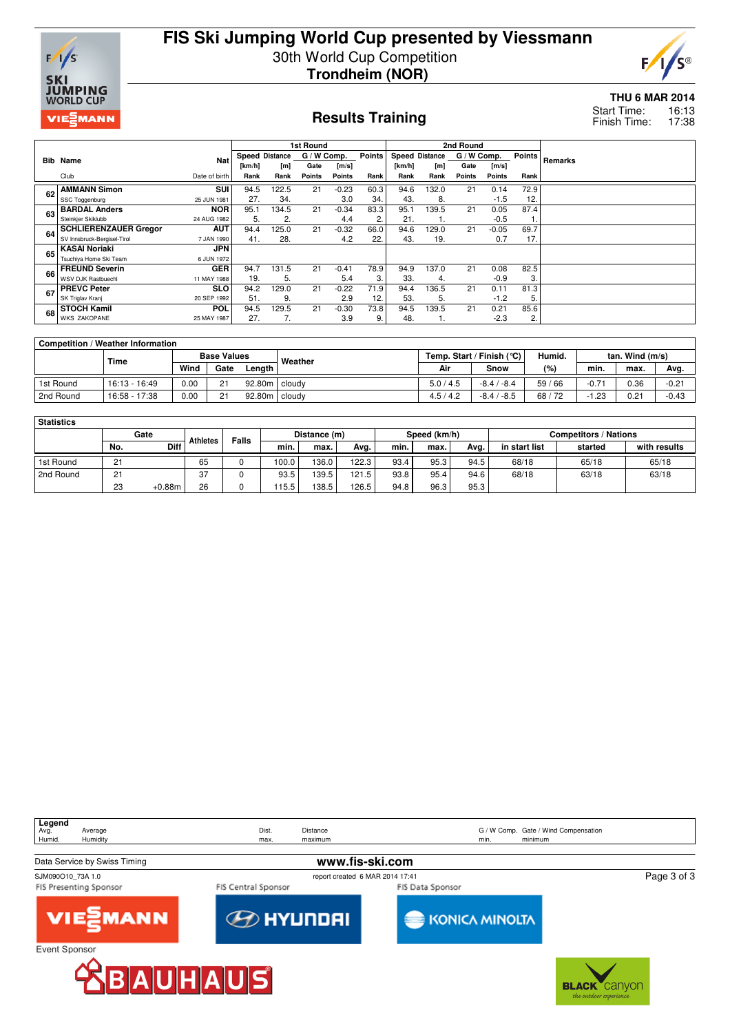# FIS Ski Jumping World Cup presented by Viessmann

30th World Cup Competition

**Trondheim (NOR)**

**THU 6 MAR 2014**

Start Time: 16:13
Finish Time: 17:38

## Results Training

| Bib | Name | Nat | 1st Round Speed [km/h] | Distance [m] | Gate | G / W Comp. [m/s] | Points | 2nd Round Speed [km/h] | Distance [m] | Gate | G / W Comp. [m/s] | Points | Remarks |
|---|---|---|---|---|---|---|---|---|---|---|---|---|---|
| | Club | Date of birth | Rank | Rank | Points | Points | Rank | Rank | Rank | Points | Points | Rank | |
| 62 | AMMANN Simon | SUI | 94.5 | 122.5 | 21 | -0.23 | 60.3 | 94.6 | 132.0 | 21 | 0.14 | 72.9 | |
| | SSC Toggenburg | 25 JUN 1981 | 27. | 34. | | 3.0 | 34. | 43. | 8. | | -1.5 | 12. | |
| 63 | BARDAL Anders | NOR | 95.1 | 134.5 | 21 | -0.34 | 83.3 | 95.1 | 139.5 | 21 | 0.05 | 87.4 | |
| | Steinkjer Skiklubb | 24 AUG 1982 | 5. | 2. | | 4.4 | 2. | 21. | 1. | | -0.5 | 1. | |
| 64 | SCHLIERENZAUER Gregor | AUT | 94.4 | 125.0 | 21 | -0.32 | 66.0 | 94.6 | 129.0 | 21 | -0.05 | 69.7 | |
| | SV Innsbruck-Bergisel-Tirol | 7 JAN 1990 | 41. | 28. | | 4.2 | 22. | 43. | 19. | | 0.7 | 17. | |
| 65 | KASAI Noriaki | JPN | | | | | | | | | | | |
| | Tsuchiya Home Ski Team | 6 JUN 1972 | | | | | | | | | | | |
| 66 | FREUND Severin | GER | 94.7 | 131.5 | 21 | -0.41 | 78.9 | 94.9 | 137.0 | 21 | 0.08 | 82.5 | |
| | WSV DJK Rastbuechl | 11 MAY 1988 | 19. | 5. | | 5.4 | 3. | 33. | 4. | | -0.9 | 3. | |
| 67 | PREVC Peter | SLO | 94.2 | 129.0 | 21 | -0.22 | 71.9 | 94.4 | 136.5 | 21 | 0.11 | 81.3 | |
| | SK Triglav Kranj | 20 SEP 1992 | 51. | 9. | | 2.9 | 12. | 53. | 5. | | -1.2 | 5. | |
| 68 | STOCH Kamil | POL | 94.5 | 129.5 | 21 | -0.30 | 73.8 | 94.5 | 139.5 | 21 | 0.21 | 85.6 | |
| | WKS ZAKOPANE | 25 MAY 1987 | 27. | 7. | | 3.9 | 9. | 48. | 1. | | -2.3 | 2. | |

### Competition / Weather Information

| | Time | Base Values Wind | Gate | Length | Weather | Temp. Start / Finish (°C) Air | Snow | Humid. (%) | tan. Wind (m/s) min. | max. | Avg. |
|---|---|---|---|---|---|---|---|---|---|---|---|
| 1st Round | 16:13 - 16:49 | 0.00 | 21 | 92.80m | cloudy | 5.0 / 4.5 | -8.4 / -8.4 | 59 / 66 | -0.71 | 0.36 | -0.21 |
| 2nd Round | 16:58 - 17:38 | 0.00 | 21 | 92.80m | cloudy | 4.5 / 4.2 | -8.4 / -8.5 | 68 / 72 | -1.23 | 0.21 | -0.43 |

### Statistics

| | Gate No. | Diff | Athletes | Falls | Distance (m) min. | max. | Avg. | Speed (km/h) min. | max. | Avg. | Competitors / Nations in start list | started | with results |
|---|---|---|---|---|---|---|---|---|---|---|---|---|---|
| 1st Round | 21 | | 65 | 0 | 100.0 | 136.0 | 122.3 | 93.4 | 95.3 | 94.5 | 68/18 | 65/18 | 65/18 |
| 2nd Round | 21 | | 37 | 0 | 93.5 | 139.5 | 121.5 | 93.8 | 95.4 | 94.6 | 68/18 | 63/18 | 63/18 |
| | 23 | +0.88m | 26 | 0 | 115.5 | 138.5 | 126.5 | 94.8 | 96.3 | 95.3 | | | |

**Legend**

| | | | | | |
|---|---|---|---|---|---|
| Avg. | Average | Dist. | Distance | G / W Comp. | Gate / Wind Compensation |
| Humid. | Humidity | max. | maximum | min. | minimum |

Data Service by Swiss Timing — www.fis-ski.com

SJM090O10_73A 1.0 — report created 6 MAR 2014 17:41

FIS Presenting Sponsor: VIESMANN — FIS Central Sponsor: HYUNDAI — FIS Data Sponsor: KONICA MINOLTA

Event Sponsor: BAUHAUS — BLACK canyon